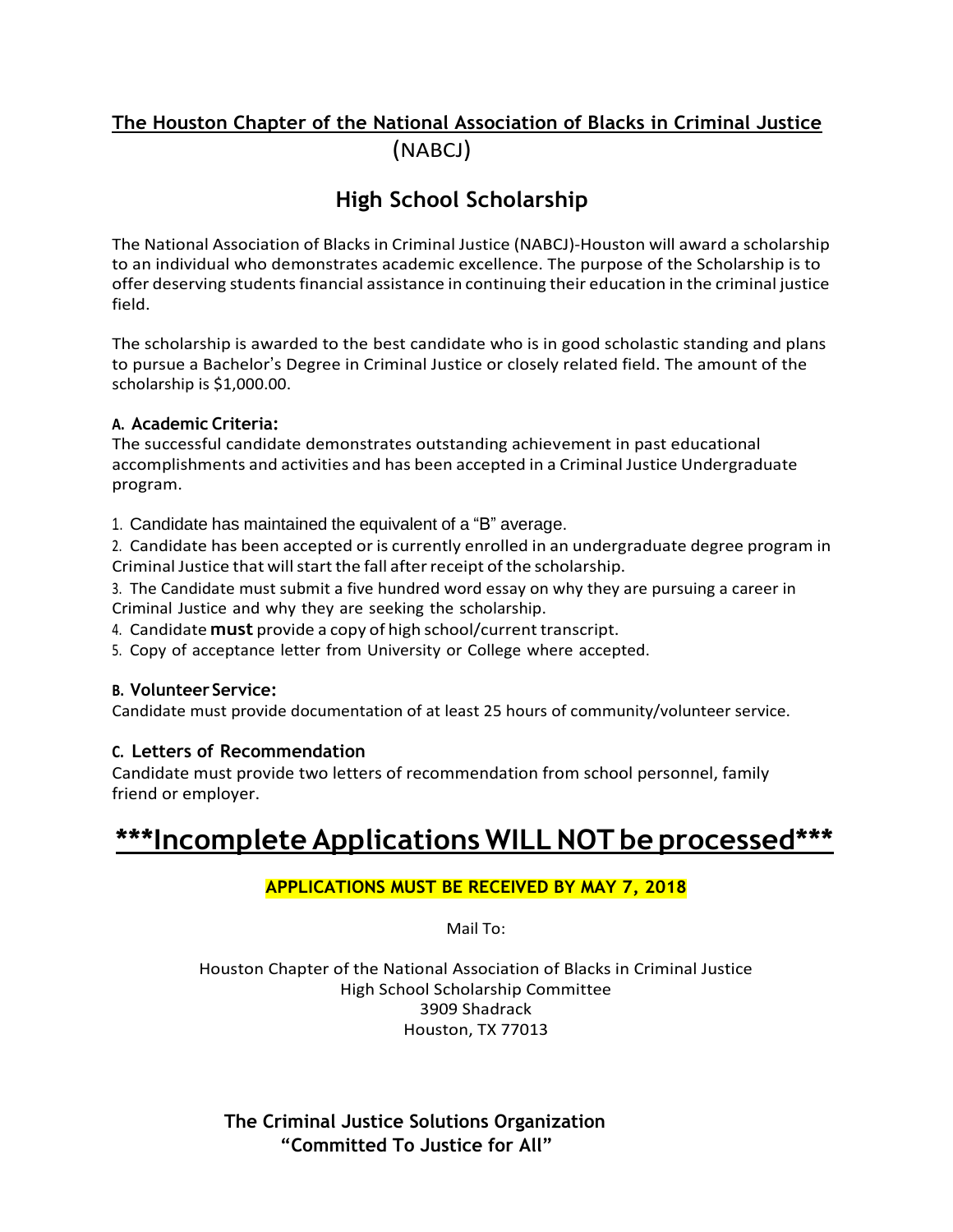# The Houston Chapter of the National Association of Blacks in Criminal Justice (NABCJ)

## High School Scholarship

The National Association of Blacks in Criminal Justice (NABCJ)-Houston will award a scholarship to an individual who demonstrates academic excellence. The purpose of the Scholarship is to offer deserving students financial assistance in continuing their education in the criminal justice field.

The scholarship is awarded to the best candidate who is in good scholastic standing and plans to pursue a Bachelor's Degree in Criminal Justice or closely related field. The amount of the scholarship is $1,000.00.

### A. Academic Criteria:

The successful candidate demonstrates outstanding achievement in past educational accomplishments and activities and has been accepted in a Criminal Justice Undergraduate program.

1. Candidate has maintained the equivalent of a "B" average.
2. Candidate has been accepted or is currently enrolled in an undergraduate degree program in Criminal Justice that will start the fall after receipt of the scholarship.
3. The Candidate must submit a five hundred word essay on why they are pursuing a career in Criminal Justice and why they are seeking the scholarship.
4. Candidate **must** provide a copy of high school/current transcript.
5. Copy of acceptance letter from University or College where accepted.

### B. Volunteer Service:

Candidate must provide documentation of at least 25 hours of community/volunteer service.

### C. Letters of Recommendation

Candidate must provide two letters of recommendation from school personnel, family friend or employer.

# ***Incomplete Applications WILL NOT be processed***

**APPLICATIONS MUST BE RECEIVED BY MAY 7, 2018**

Mail To:

Houston Chapter of the National Association of Blacks in Criminal Justice
High School Scholarship Committee
3909 Shadrack
Houston, TX 77013

**The Criminal Justice Solutions Organization**
**"Committed To Justice for All"**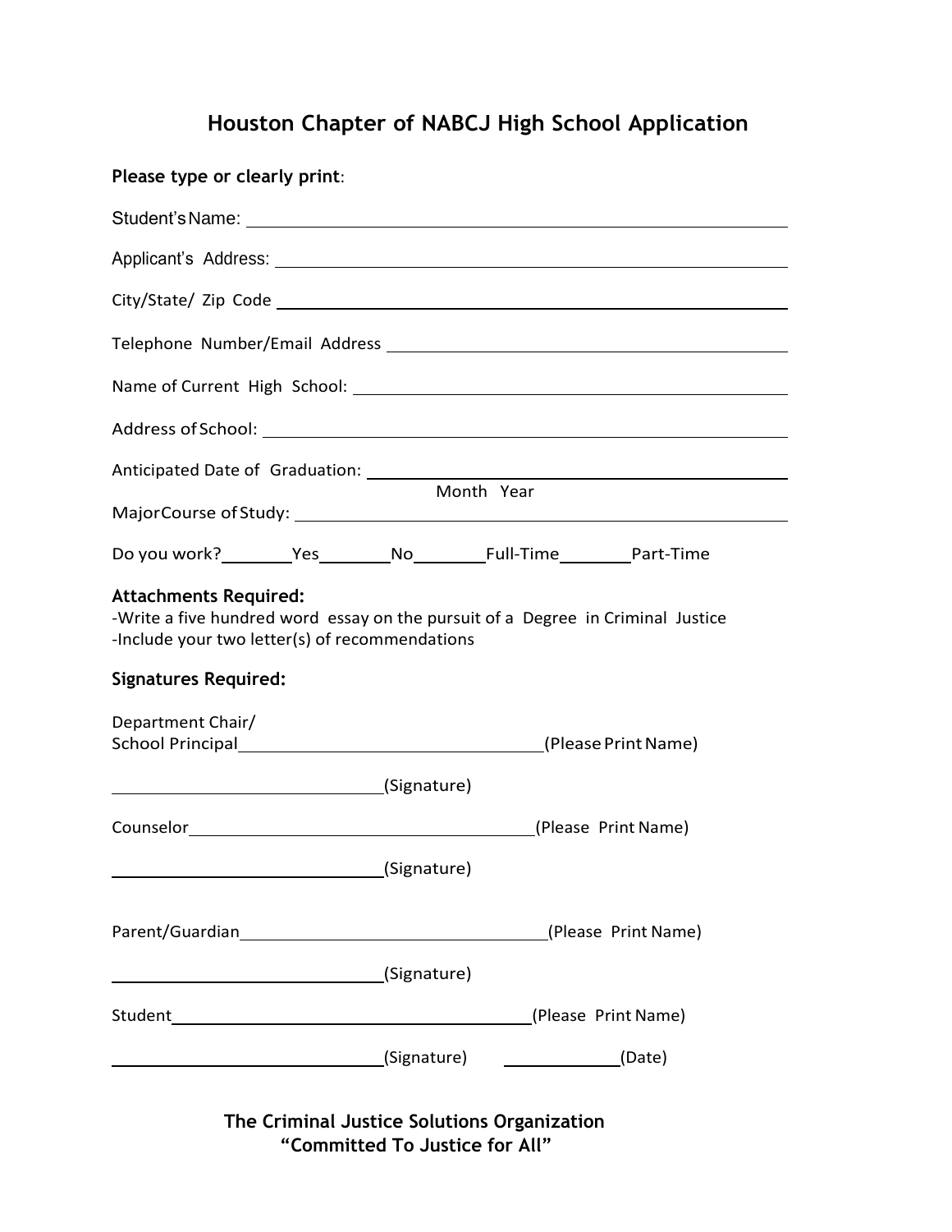# Houston Chapter of NABCJ High School Application

**Please type or clearly print**:

Student's Name: ______________________________________________

Applicant's Address: ______________________________________________

City/State/ Zip Code ______________________________________________

Telephone Number/Email Address ______________________________________________

Name of Current High School: ______________________________________________

Address of School: ______________________________________________

Anticipated Date of Graduation: ______________________________________________
Month Year

MajorCourse of Study: ______________________________________________

Do you work? ________Yes________No________Full-Time________Part-Time

**Attachments Required:**

-Write a five hundred word essay on the pursuit of a Degree in Criminal Justice
-Include your two letter(s) of recommendations

**Signatures Required:**

Department Chair/
School Principal ______________________________(Please Print Name)

______________________________(Signature)

Counselor ______________________________(Please Print Name)

______________________________(Signature)

Parent/Guardian ______________________________(Please Print Name)

______________________________(Signature)

Student ______________________________(Please Print Name)

______________________________(Signature) ____________(Date)

**The Criminal Justice Solutions Organization**
**"Committed To Justice for All"**